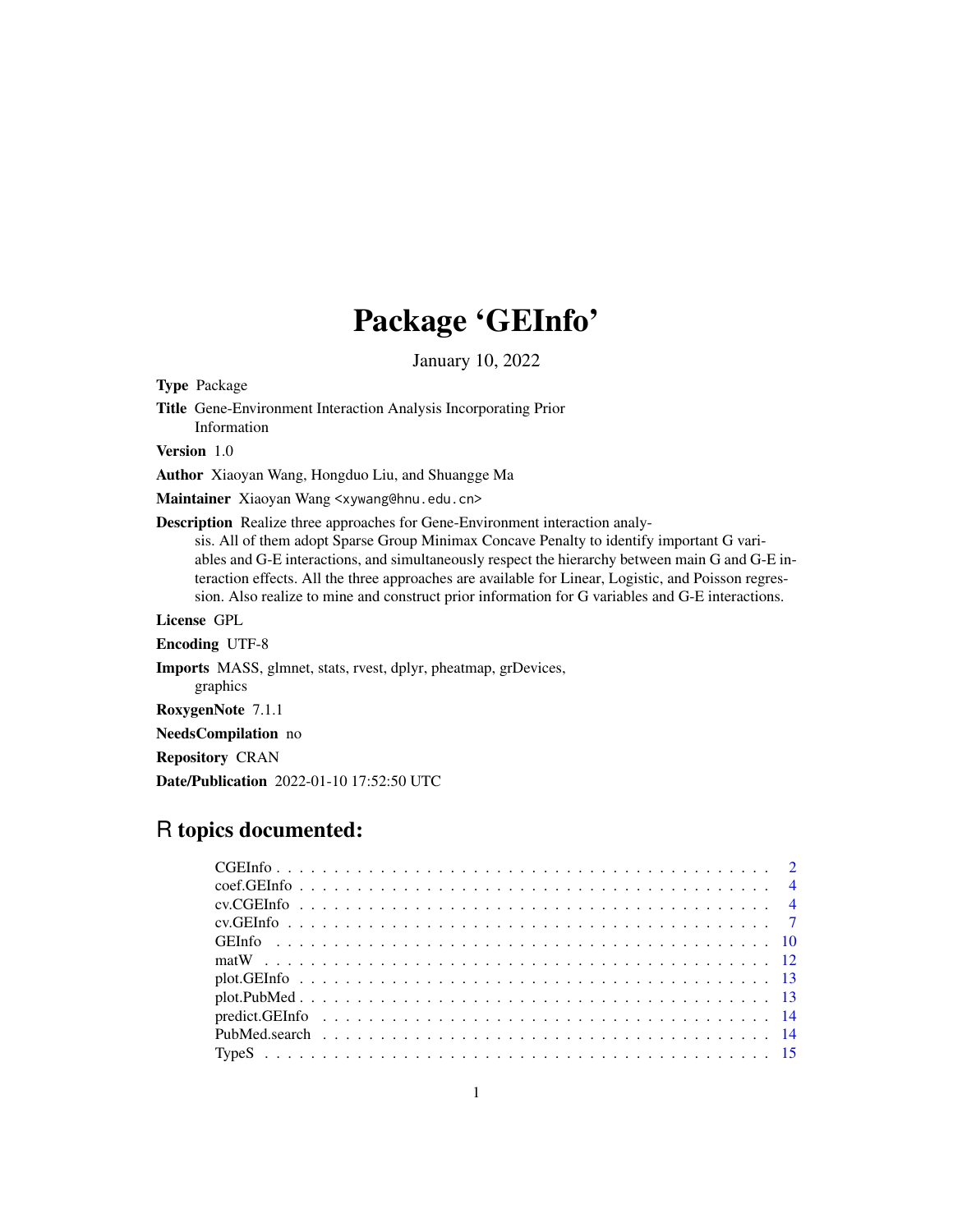# Package 'GEInfo'

January 10, 2022

**Type** Package

**Title** Gene-Environment Interaction Analysis Incorporating Prior Information

**Version** 1.0

**Author** Xiaoyan Wang, Hongduo Liu, and Shuangge Ma

**Maintainer** Xiaoyan Wang <xywang@hnu.edu.cn>

**Description** Realize three approaches for Gene-Environment interaction analysis. All of them adopt Sparse Group Minimax Concave Penalty to identify important G variables and G-E interactions, and simultaneously respect the hierarchy between main G and G-E interaction effects. All the three approaches are available for Linear, Logistic, and Poisson regression. Also realize to mine and construct prior information for G variables and G-E interactions.

**License** GPL

**Encoding** UTF-8

**Imports** MASS, glmnet, stats, rvest, dplyr, pheatmap, grDevices, graphics

**RoxygenNote** 7.1.1

**NeedsCompilation** no

**Repository** CRAN

**Date/Publication** 2022-01-10 17:52:50 UTC

## R topics documented:

| | |
|---|---|
| CGEInfo | 2 |
| coef.GEInfo | 4 |
| cv.CGEInfo | 4 |
| cv.GEInfo | 7 |
| GEInfo | 10 |
| matW | 12 |
| plot.GEInfo | 13 |
| plot.PubMed | 13 |
| predict.GEInfo | 14 |
| PubMed.search | 14 |
| TypeS | 15 |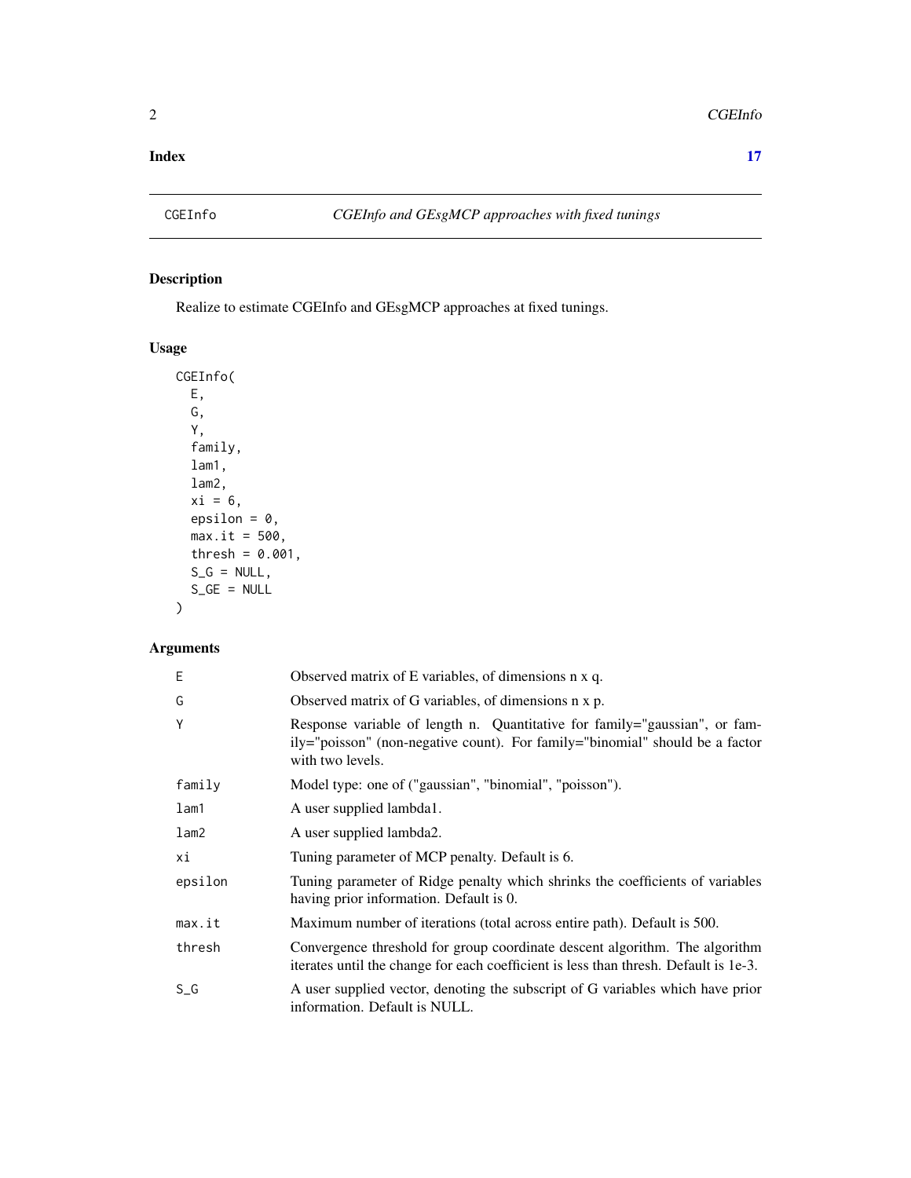**Index** **17**

## CGEInfo — *CGEInfo and GEsgMCP approaches with fixed tunings*

### Description

Realize to estimate CGEInfo and GEsgMCP approaches at fixed tunings.

### Usage

```
CGEInfo(
  E,
  G,
  Y,
  family,
  lam1,
  lam2,
  xi = 6,
  epsilon = 0,
  max.it = 500,
  thresh = 0.001,
  S_G = NULL,
  S_GE = NULL
)
```

### Arguments

| | |
|---|---|
| E | Observed matrix of E variables, of dimensions n x q. |
| G | Observed matrix of G variables, of dimensions n x p. |
| Y | Response variable of length n. Quantitative for family="gaussian", or family="poisson" (non-negative count). For family="binomial" should be a factor with two levels. |
| family | Model type: one of ("gaussian", "binomial", "poisson"). |
| lam1 | A user supplied lambda1. |
| lam2 | A user supplied lambda2. |
| xi | Tuning parameter of MCP penalty. Default is 6. |
| epsilon | Tuning parameter of Ridge penalty which shrinks the coefficients of variables having prior information. Default is 0. |
| max.it | Maximum number of iterations (total across entire path). Default is 500. |
| thresh | Convergence threshold for group coordinate descent algorithm. The algorithm iterates until the change for each coefficient is less than thresh. Default is 1e-3. |
| S_G | A user supplied vector, denoting the subscript of G variables which have prior information. Default is NULL. |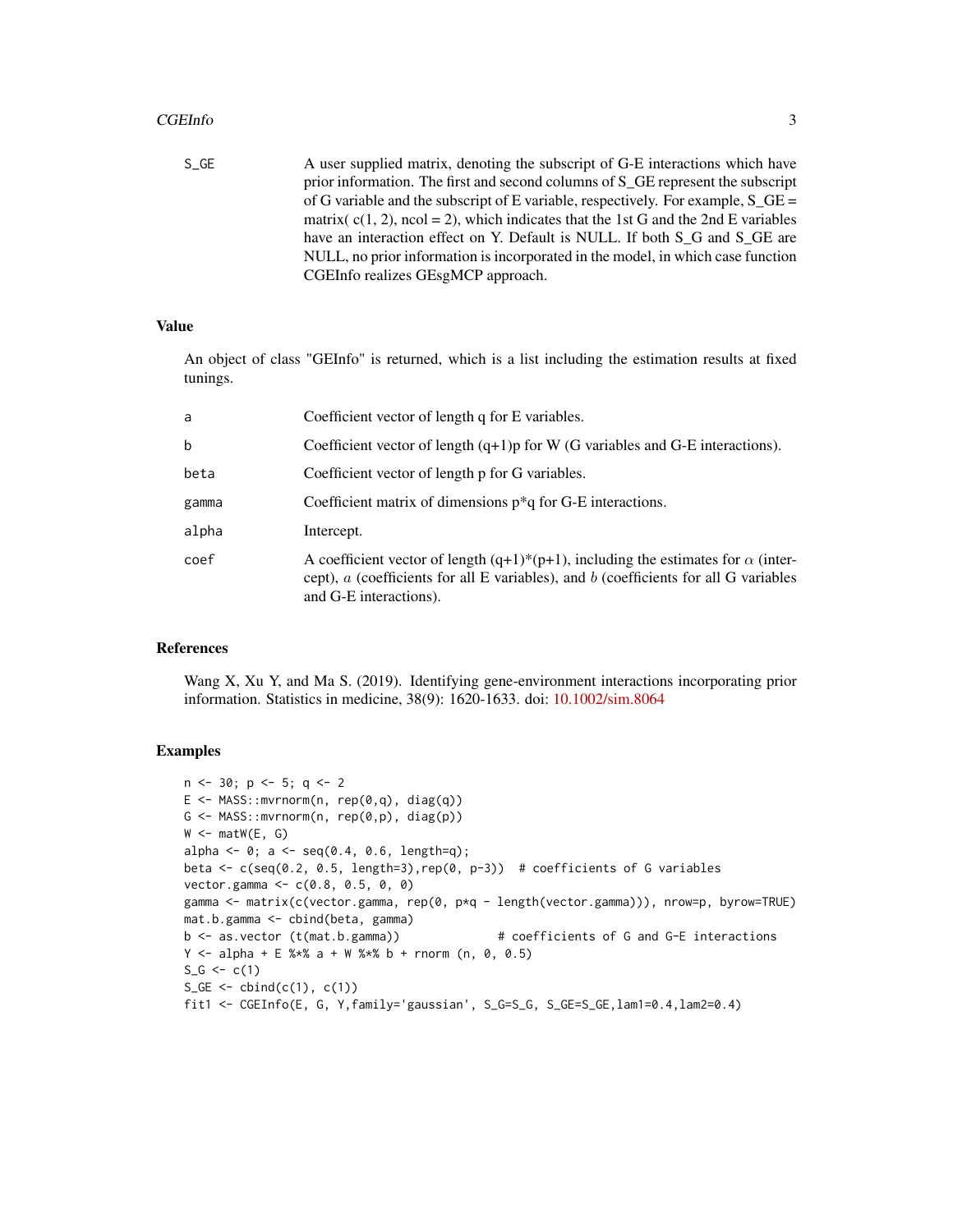| | |
|---|---|
| S_GE | A user supplied matrix, denoting the subscript of G-E interactions which have prior information. The first and second columns of S_GE represent the subscript of G variable and the subscript of E variable, respectively. For example, S_GE = matrix( c(1, 2), ncol = 2), which indicates that the 1st G and the 2nd E variables have an interaction effect on Y. Default is NULL. If both S_G and S_GE are NULL, no prior information is incorporated in the model, in which case function CGEInfo realizes GEsgMCP approach. |

## Value

An object of class "GEInfo" is returned, which is a list including the estimation results at fixed tunings.

| | |
|---|---|
| a | Coefficient vector of length q for E variables. |
| b | Coefficient vector of length (q+1)p for W (G variables and G-E interactions). |
| beta | Coefficient vector of length p for G variables. |
| gamma | Coefficient matrix of dimensions p*q for G-E interactions. |
| alpha | Intercept. |
| coef | A coefficient vector of length (q+1)*(p+1), including the estimates for $\alpha$ (intercept), $a$ (coefficients for all E variables), and $b$ (coefficients for all G variables and G-E interactions). |

## References

Wang X, Xu Y, and Ma S. (2019). Identifying gene-environment interactions incorporating prior information. Statistics in medicine, 38(9): 1620-1633. doi: 10.1002/sim.8064

## Examples

```
n <- 30; p <- 5; q <- 2
E <- MASS::mvrnorm(n, rep(0,q), diag(q))
G <- MASS::mvrnorm(n, rep(0,p), diag(p))
W <- matW(E, G)
alpha <- 0; a <- seq(0.4, 0.6, length=q);
beta <- c(seq(0.2, 0.5, length=3),rep(0, p-3))  # coefficients of G variables
vector.gamma <- c(0.8, 0.5, 0, 0)
gamma <- matrix(c(vector.gamma, rep(0, p*q - length(vector.gamma))), nrow=p, byrow=TRUE)
mat.b.gamma <- cbind(beta, gamma)
b <- as.vector (t(mat.b.gamma))              # coefficients of G and G-E interactions
Y <- alpha + E %*% a + W %*% b + rnorm (n, 0, 0.5)
S_G <- c(1)
S_GE <- cbind(c(1), c(1))
fit1 <- CGEInfo(E, G, Y,family='gaussian', S_G=S_G, S_GE=S_GE,lam1=0.4,lam2=0.4)
```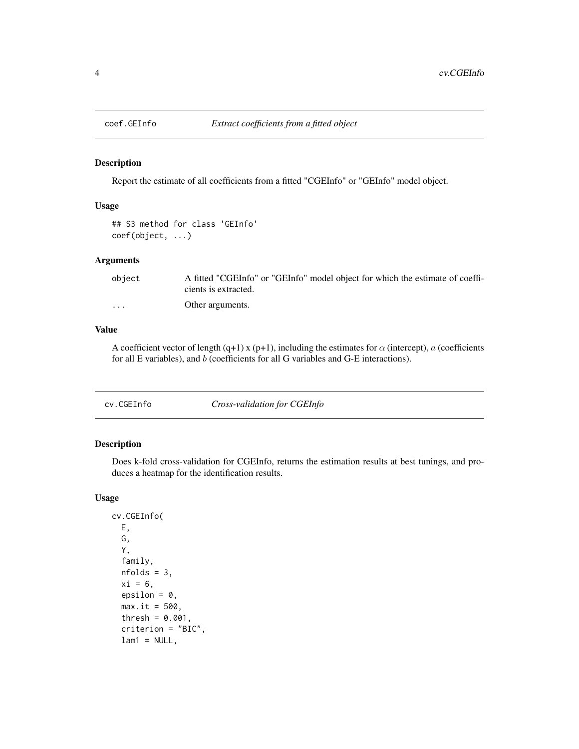## coef.GEInfo — *Extract coefficients from a fitted object*

### Description

Report the estimate of all coefficients from a fitted "CGEInfo" or "GEInfo" model object.

### Usage

```
## S3 method for class 'GEInfo'
coef(object, ...)
```

### Arguments

| | |
|---|---|
| object | A fitted "CGEInfo" or "GEInfo" model object for which the estimate of coefficients is extracted. |
| ... | Other arguments. |

### Value

A coefficient vector of length (q+1) x (p+1), including the estimates for $\alpha$ (intercept), $a$ (coefficients for all E variables), and $b$ (coefficients for all G variables and G-E interactions).

## cv.CGEInfo — *Cross-validation for CGEInfo*

### Description

Does k-fold cross-validation for CGEInfo, returns the estimation results at best tunings, and produces a heatmap for the identification results.

### Usage

```
cv.CGEInfo(
  E,
  G,
  Y,
  family,
  nfolds = 3,
  xi = 6,
  epsilon = 0,
  max.it = 500,
  thresh = 0.001,
  criterion = "BIC",
  lam1 = NULL,
```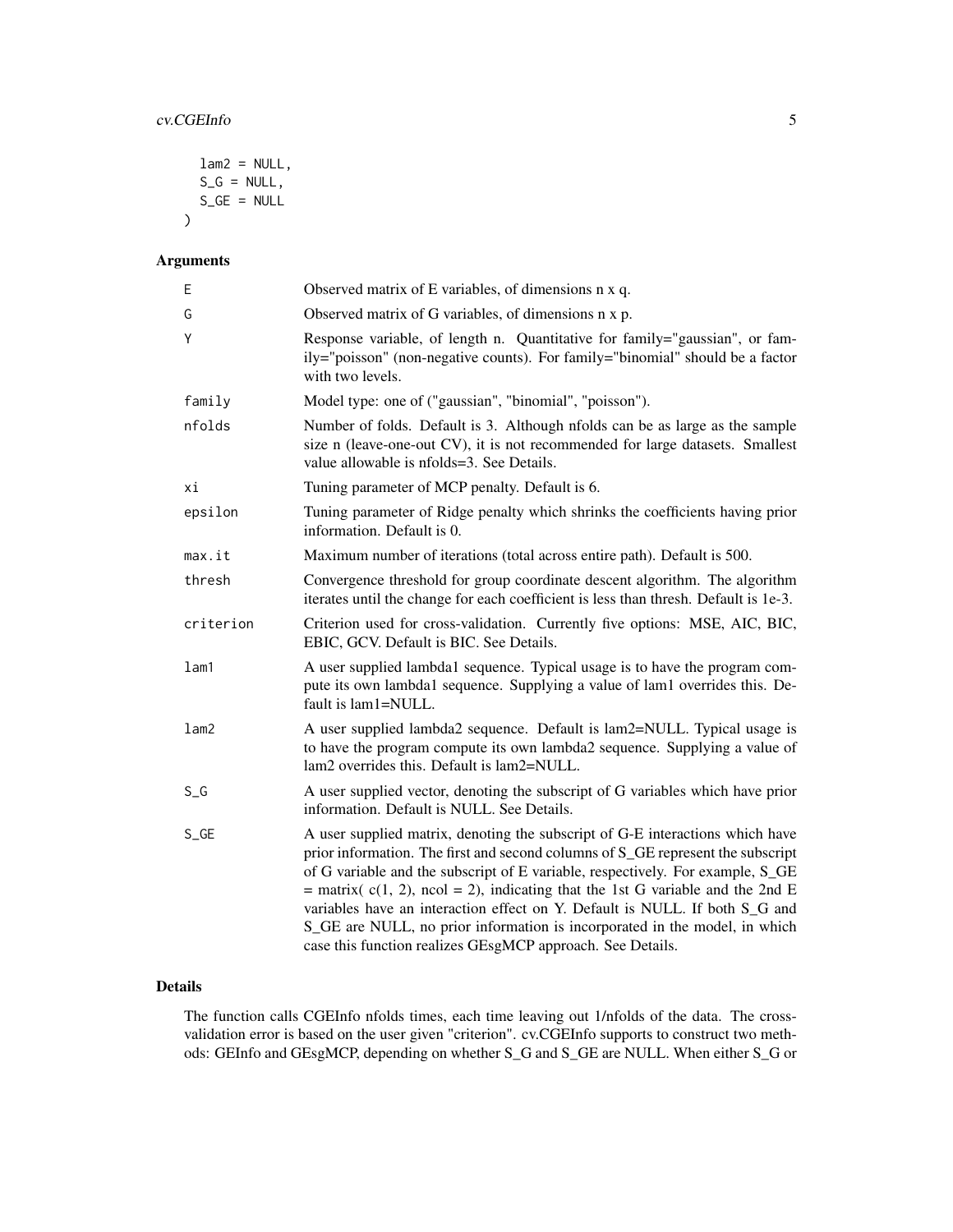```
  lam2 = NULL,
  S_G = NULL,
  S_GE = NULL
)
```

## Arguments

| Argument | Description |
|---|---|
| `E` | Observed matrix of E variables, of dimensions n x q. |
| `G` | Observed matrix of G variables, of dimensions n x p. |
| `Y` | Response variable, of length n. Quantitative for family="gaussian", or family="poisson" (non-negative counts). For family="binomial" should be a factor with two levels. |
| `family` | Model type: one of ("gaussian", "binomial", "poisson"). |
| `nfolds` | Number of folds. Default is 3. Although nfolds can be as large as the sample size n (leave-one-out CV), it is not recommended for large datasets. Smallest value allowable is nfolds=3. See Details. |
| `xi` | Tuning parameter of MCP penalty. Default is 6. |
| `epsilon` | Tuning parameter of Ridge penalty which shrinks the coefficients having prior information. Default is 0. |
| `max.it` | Maximum number of iterations (total across entire path). Default is 500. |
| `thresh` | Convergence threshold for group coordinate descent algorithm. The algorithm iterates until the change for each coefficient is less than thresh. Default is 1e-3. |
| `criterion` | Criterion used for cross-validation. Currently five options: MSE, AIC, BIC, EBIC, GCV. Default is BIC. See Details. |
| `lam1` | A user supplied lambda1 sequence. Typical usage is to have the program compute its own lambda1 sequence. Supplying a value of lam1 overrides this. Default is lam1=NULL. |
| `lam2` | A user supplied lambda2 sequence. Default is lam2=NULL. Typical usage is to have the program compute its own lambda2 sequence. Supplying a value of lam2 overrides this. Default is lam2=NULL. |
| `S_G` | A user supplied vector, denoting the subscript of G variables which have prior information. Default is NULL. See Details. |
| `S_GE` | A user supplied matrix, denoting the subscript of G-E interactions which have prior information. The first and second columns of S_GE represent the subscript of G variable and the subscript of E variable, respectively. For example, S_GE = matrix( c(1, 2), ncol = 2), indicating that the 1st G variable and the 2nd E variables have an interaction effect on Y. Default is NULL. If both S_G and S_GE are NULL, no prior information is incorporated in the model, in which case this function realizes GEsgMCP approach. See Details. |

## Details

The function calls CGEInfo nfolds times, each time leaving out 1/nfolds of the data. The cross-validation error is based on the user given "criterion". cv.CGEInfo supports to construct two methods: GEInfo and GEsgMCP, depending on whether S_G and S_GE are NULL. When either S_G or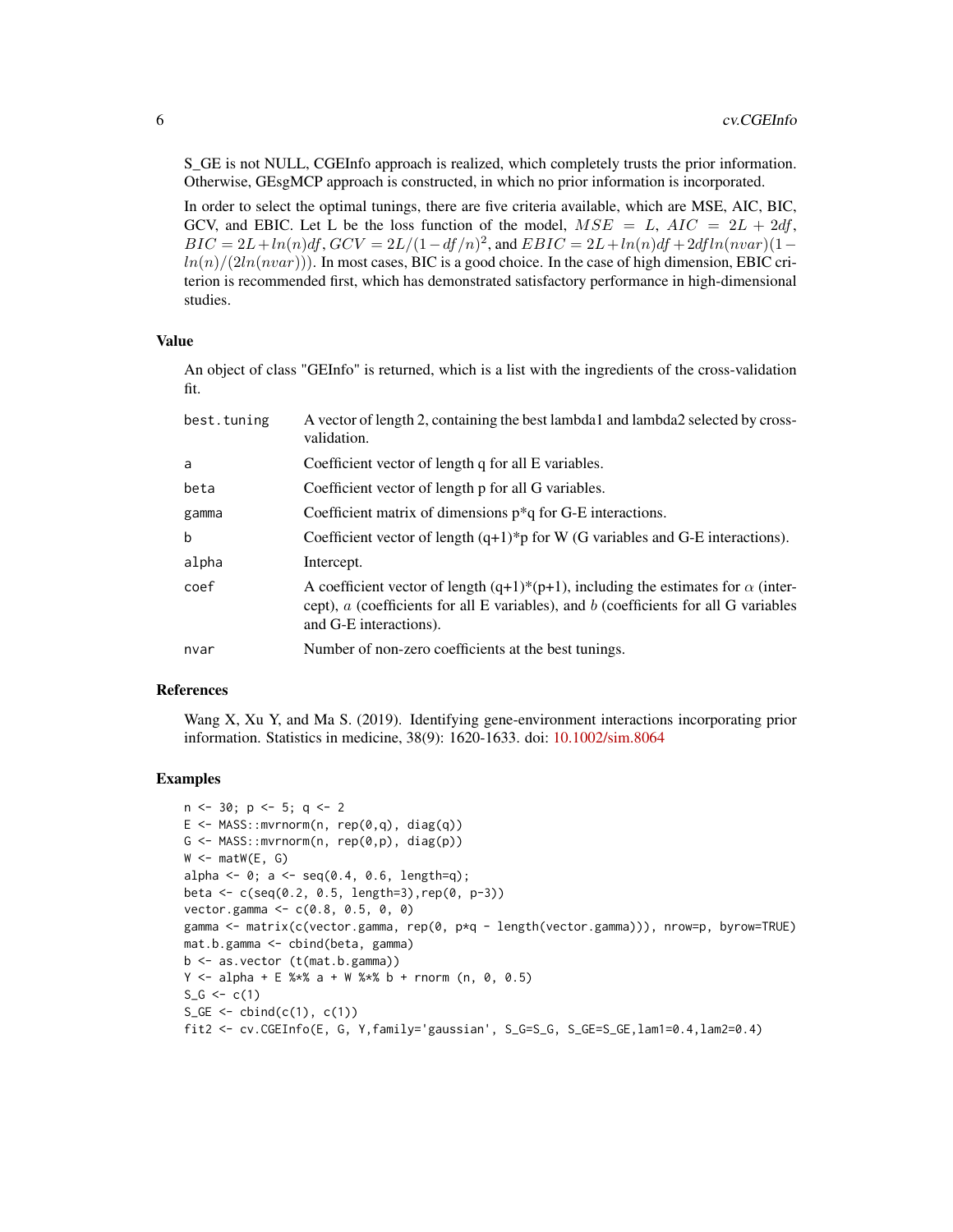S_GE is not NULL, CGEInfo approach is realized, which completely trusts the prior information. Otherwise, GEsgMCP approach is constructed, in which no prior information is incorporated.

In order to select the optimal tunings, there are five criteria available, which are MSE, AIC, BIC, GCV, and EBIC. Let L be the loss function of the model, $MSE = L$, $AIC = 2L + 2df$, $BIC = 2L + ln(n)df$, $GCV = 2L/(1 - df/n)^2$, and $EBIC = 2L + ln(n)df + 2df ln(nvar)(1 - ln(n)/(2ln(nvar)))$. In most cases, BIC is a good choice. In the case of high dimension, EBIC criterion is recommended first, which has demonstrated satisfactory performance in high-dimensional studies.

### Value

An object of class "GEInfo" is returned, which is a list with the ingredients of the cross-validation fit.

| | |
|---|---|
| best.tuning | A vector of length 2, containing the best lambda1 and lambda2 selected by cross-validation. |
| a | Coefficient vector of length q for all E variables. |
| beta | Coefficient vector of length p for all G variables. |
| gamma | Coefficient matrix of dimensions p*q for G-E interactions. |
| b | Coefficient vector of length (q+1)*p for W (G variables and G-E interactions). |
| alpha | Intercept. |
| coef | A coefficient vector of length (q+1)*(p+1), including the estimates for $\alpha$ (intercept), $a$ (coefficients for all E variables), and $b$ (coefficients for all G variables and G-E interactions). |
| nvar | Number of non-zero coefficients at the best tunings. |

### References

Wang X, Xu Y, and Ma S. (2019). Identifying gene-environment interactions incorporating prior information. Statistics in medicine, 38(9): 1620-1633. doi: 10.1002/sim.8064

### Examples

```
n <- 30; p <- 5; q <- 2
E <- MASS::mvrnorm(n, rep(0,q), diag(q))
G <- MASS::mvrnorm(n, rep(0,p), diag(p))
W <- matW(E, G)
alpha <- 0; a <- seq(0.4, 0.6, length=q);
beta <- c(seq(0.2, 0.5, length=3),rep(0, p-3))
vector.gamma <- c(0.8, 0.5, 0, 0)
gamma <- matrix(c(vector.gamma, rep(0, p*q - length(vector.gamma))), nrow=p, byrow=TRUE)
mat.b.gamma <- cbind(beta, gamma)
b <- as.vector (t(mat.b.gamma))
Y <- alpha + E %*% a + W %*% b + rnorm (n, 0, 0.5)
S_G <- c(1)
S_GE <- cbind(c(1), c(1))
fit2 <- cv.CGEInfo(E, G, Y,family='gaussian', S_G=S_G, S_GE=S_GE,lam1=0.4,lam2=0.4)
```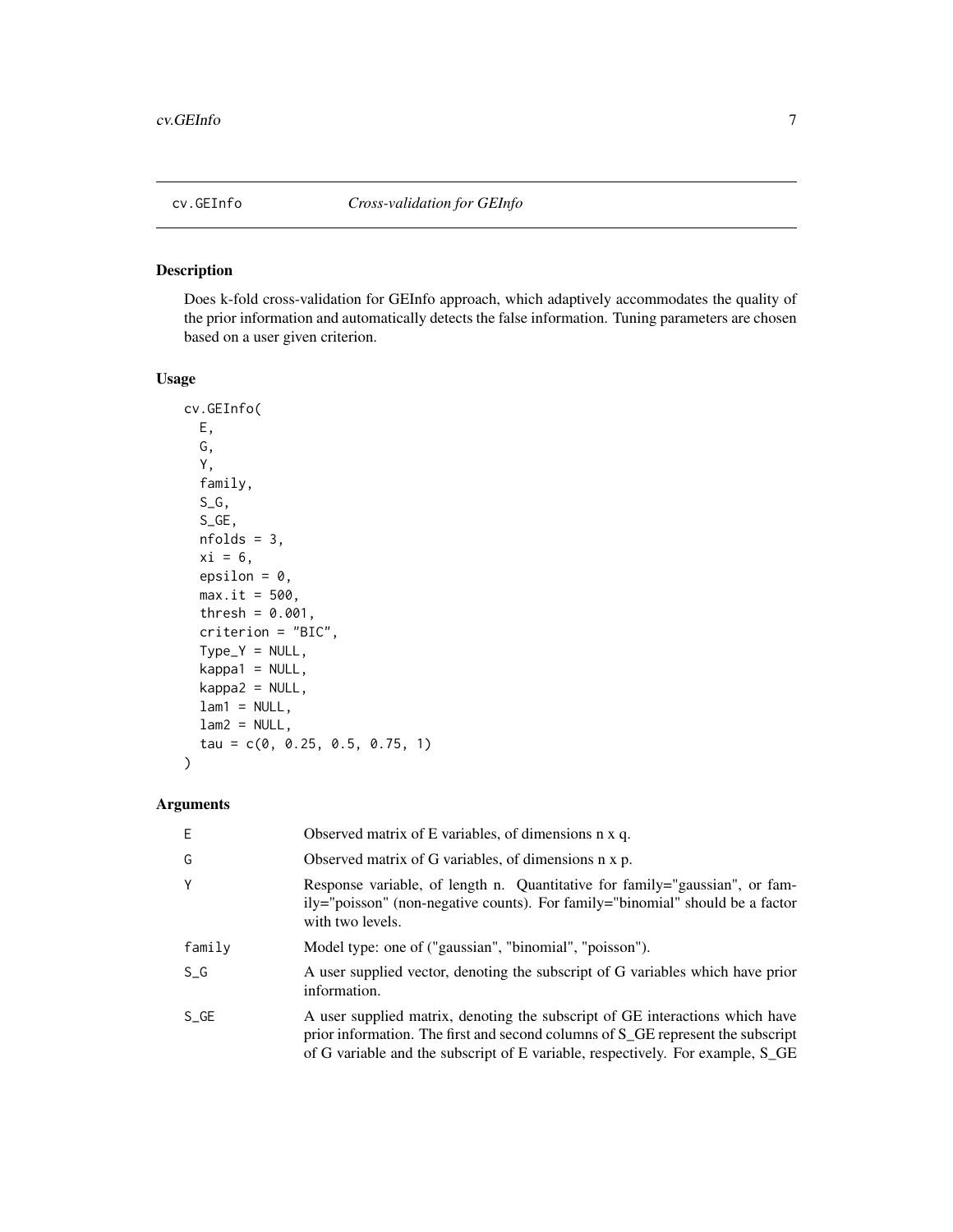## cv.GEInfo — *Cross-validation for GEInfo*

### Description

Does k-fold cross-validation for GEInfo approach, which adaptively accommodates the quality of the prior information and automatically detects the false information. Tuning parameters are chosen based on a user given criterion.

### Usage

```
cv.GEInfo(
  E,
  G,
  Y,
  family,
  S_G,
  S_GE,
  nfolds = 3,
  xi = 6,
  epsilon = 0,
  max.it = 500,
  thresh = 0.001,
  criterion = "BIC",
  Type_Y = NULL,
  kappa1 = NULL,
  kappa2 = NULL,
  lam1 = NULL,
  lam2 = NULL,
  tau = c(0, 0.25, 0.5, 0.75, 1)
)
```

### Arguments

| Argument | Description |
|---|---|
| E | Observed matrix of E variables, of dimensions n x q. |
| G | Observed matrix of G variables, of dimensions n x p. |
| Y | Response variable, of length n. Quantitative for family="gaussian", or family="poisson" (non-negative counts). For family="binomial" should be a factor with two levels. |
| family | Model type: one of ("gaussian", "binomial", "poisson"). |
| S_G | A user supplied vector, denoting the subscript of G variables which have prior information. |
| S_GE | A user supplied matrix, denoting the subscript of GE interactions which have prior information. The first and second columns of S_GE represent the subscript of G variable and the subscript of E variable, respectively. For example, S_GE |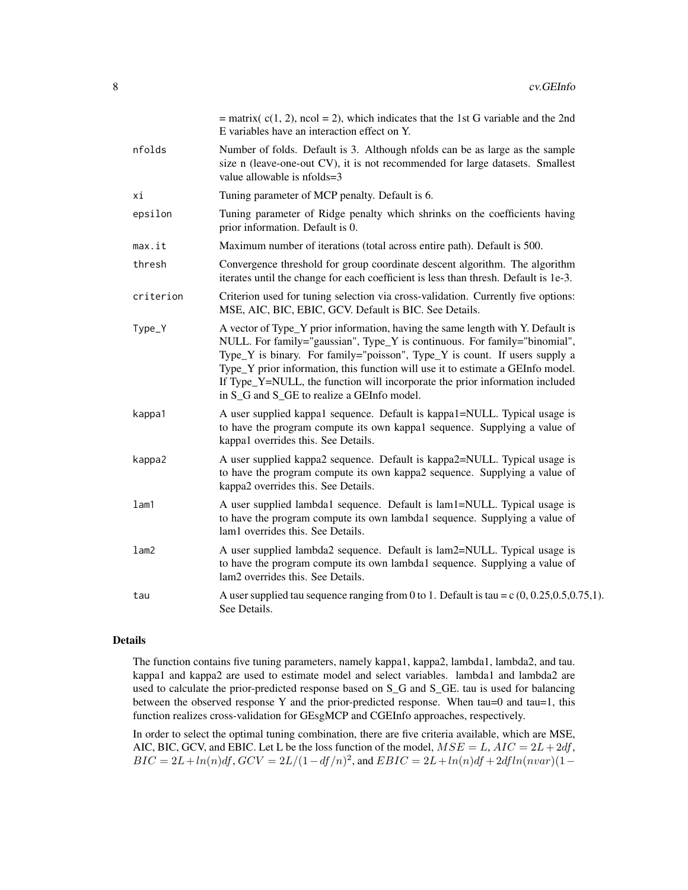= matrix( c(1, 2), ncol = 2), which indicates that the 1st G variable and the 2nd E variables have an interaction effect on Y.

| | |
|---|---|
| `nfolds` | Number of folds. Default is 3. Although nfolds can be as large as the sample size n (leave-one-out CV), it is not recommended for large datasets. Smallest value allowable is nfolds=3 |
| `xi` | Tuning parameter of MCP penalty. Default is 6. |
| `epsilon` | Tuning parameter of Ridge penalty which shrinks on the coefficients having prior information. Default is 0. |
| `max.it` | Maximum number of iterations (total across entire path). Default is 500. |
| `thresh` | Convergence threshold for group coordinate descent algorithm. The algorithm iterates until the change for each coefficient is less than thresh. Default is 1e-3. |
| `criterion` | Criterion used for tuning selection via cross-validation. Currently five options: MSE, AIC, BIC, EBIC, GCV. Default is BIC. See Details. |
| `Type_Y` | A vector of Type_Y prior information, having the same length with Y. Default is NULL. For family="gaussian", Type_Y is continuous. For family="binomial", Type_Y is binary. For family="poisson", Type_Y is count. If users supply a Type_Y prior information, this function will use it to estimate a GEInfo model. If Type_Y=NULL, the function will incorporate the prior information included in S_G and S_GE to realize a GEInfo model. |
| `kappa1` | A user supplied kappa1 sequence. Default is kappa1=NULL. Typical usage is to have the program compute its own kappa1 sequence. Supplying a value of kappa1 overrides this. See Details. |
| `kappa2` | A user supplied kappa2 sequence. Default is kappa2=NULL. Typical usage is to have the program compute its own kappa2 sequence. Supplying a value of kappa2 overrides this. See Details. |
| `lam1` | A user supplied lambda1 sequence. Default is lam1=NULL. Typical usage is to have the program compute its own lambda1 sequence. Supplying a value of lam1 overrides this. See Details. |
| `lam2` | A user supplied lambda2 sequence. Default is lam2=NULL. Typical usage is to have the program compute its own lambda1 sequence. Supplying a value of lam2 overrides this. See Details. |
| `tau` | A user supplied tau sequence ranging from 0 to 1. Default is tau = c (0, 0.25,0.5,0.75,1). See Details. |

## Details

The function contains five tuning parameters, namely kappa1, kappa2, lambda1, lambda2, and tau. kappa1 and kappa2 are used to estimate model and select variables. lambda1 and lambda2 are used to calculate the prior-predicted response based on S_G and S_GE. tau is used for balancing between the observed response Y and the prior-predicted response. When tau=0 and tau=1, this function realizes cross-validation for GEsgMCP and CGEInfo approaches, respectively.

In order to select the optimal tuning combination, there are five criteria available, which are MSE, AIC, BIC, GCV, and EBIC. Let L be the loss function of the model, $MSE = L$, $AIC = 2L + 2df$, $BIC = 2L + ln(n)df$, $GCV = 2L/(1 - df/n)^2$, and $EBIC = 2L + ln(n)df + 2df ln(nvar)(1 -$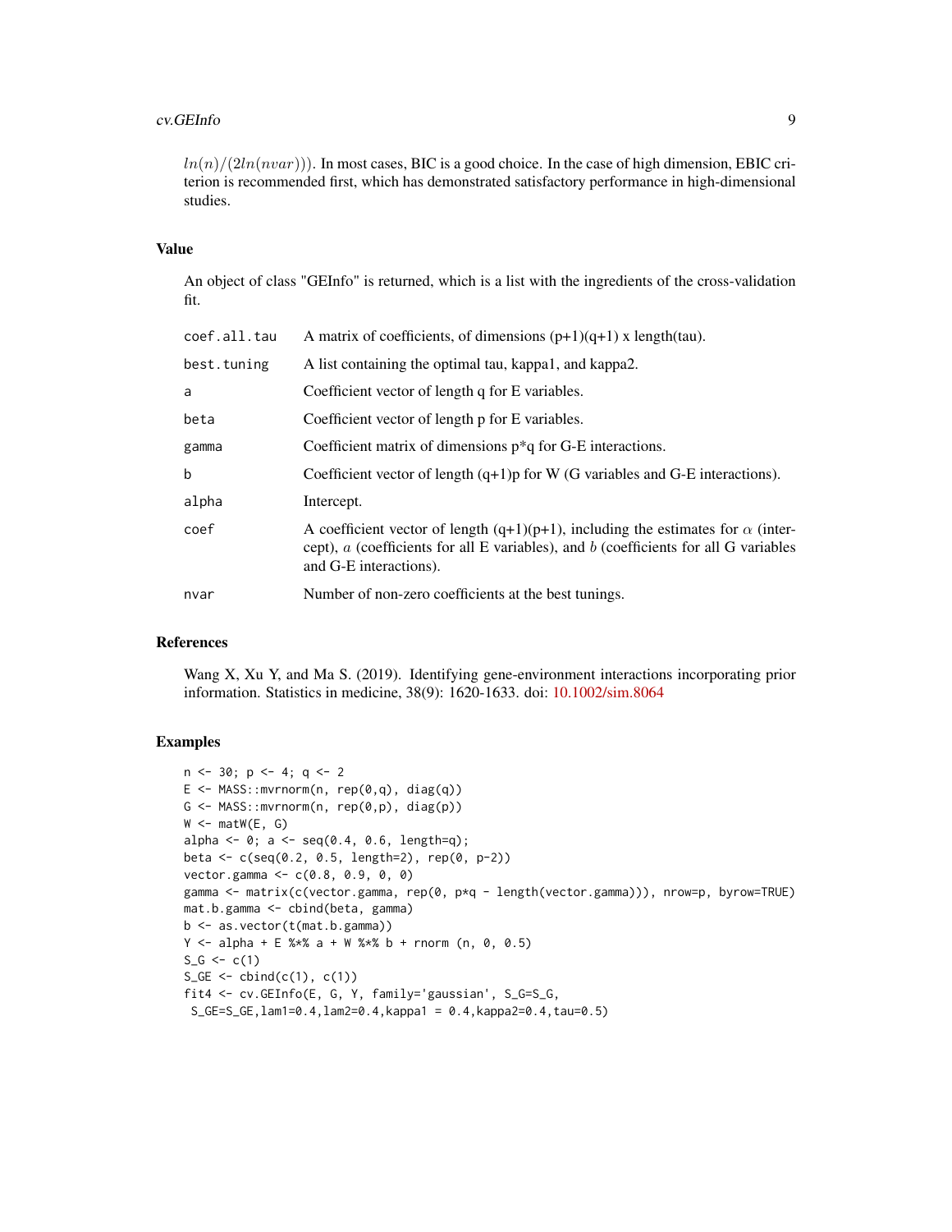$ln(n)/(2ln(nvar))$). In most cases, BIC is a good choice. In the case of high dimension, EBIC criterion is recommended first, which has demonstrated satisfactory performance in high-dimensional studies.

## Value

An object of class "GEInfo" is returned, which is a list with the ingredients of the cross-validation fit.

| | |
|---|---|
| `coef.all.tau` | A matrix of coefficients, of dimensions (p+1)(q+1) x length(tau). |
| `best.tuning` | A list containing the optimal tau, kappa1, and kappa2. |
| `a` | Coefficient vector of length q for E variables. |
| `beta` | Coefficient vector of length p for E variables. |
| `gamma` | Coefficient matrix of dimensions p*q for G-E interactions. |
| `b` | Coefficient vector of length (q+1)p for W (G variables and G-E interactions). |
| `alpha` | Intercept. |
| `coef` | A coefficient vector of length (q+1)(p+1), including the estimates for $\alpha$ (intercept), $a$ (coefficients for all E variables), and $b$ (coefficients for all G variables and G-E interactions). |
| `nvar` | Number of non-zero coefficients at the best tunings. |

## References

Wang X, Xu Y, and Ma S. (2019). Identifying gene-environment interactions incorporating prior information. Statistics in medicine, 38(9): 1620-1633. doi: 10.1002/sim.8064

## Examples

```
n <- 30; p <- 4; q <- 2
E <- MASS::mvrnorm(n, rep(0,q), diag(q))
G <- MASS::mvrnorm(n, rep(0,p), diag(p))
W <- matW(E, G)
alpha <- 0; a <- seq(0.4, 0.6, length=q);
beta <- c(seq(0.2, 0.5, length=2), rep(0, p-2))
vector.gamma <- c(0.8, 0.9, 0, 0)
gamma <- matrix(c(vector.gamma, rep(0, p*q - length(vector.gamma))), nrow=p, byrow=TRUE)
mat.b.gamma <- cbind(beta, gamma)
b <- as.vector(t(mat.b.gamma))
Y <- alpha + E %*% a + W %*% b + rnorm (n, 0, 0.5)
S_G <- c(1)
S_GE <- cbind(c(1), c(1))
fit4 <- cv.GEInfo(E, G, Y, family='gaussian', S_G=S_G,
 S_GE=S_GE,lam1=0.4,lam2=0.4,kappa1 = 0.4,kappa2=0.4,tau=0.5)
```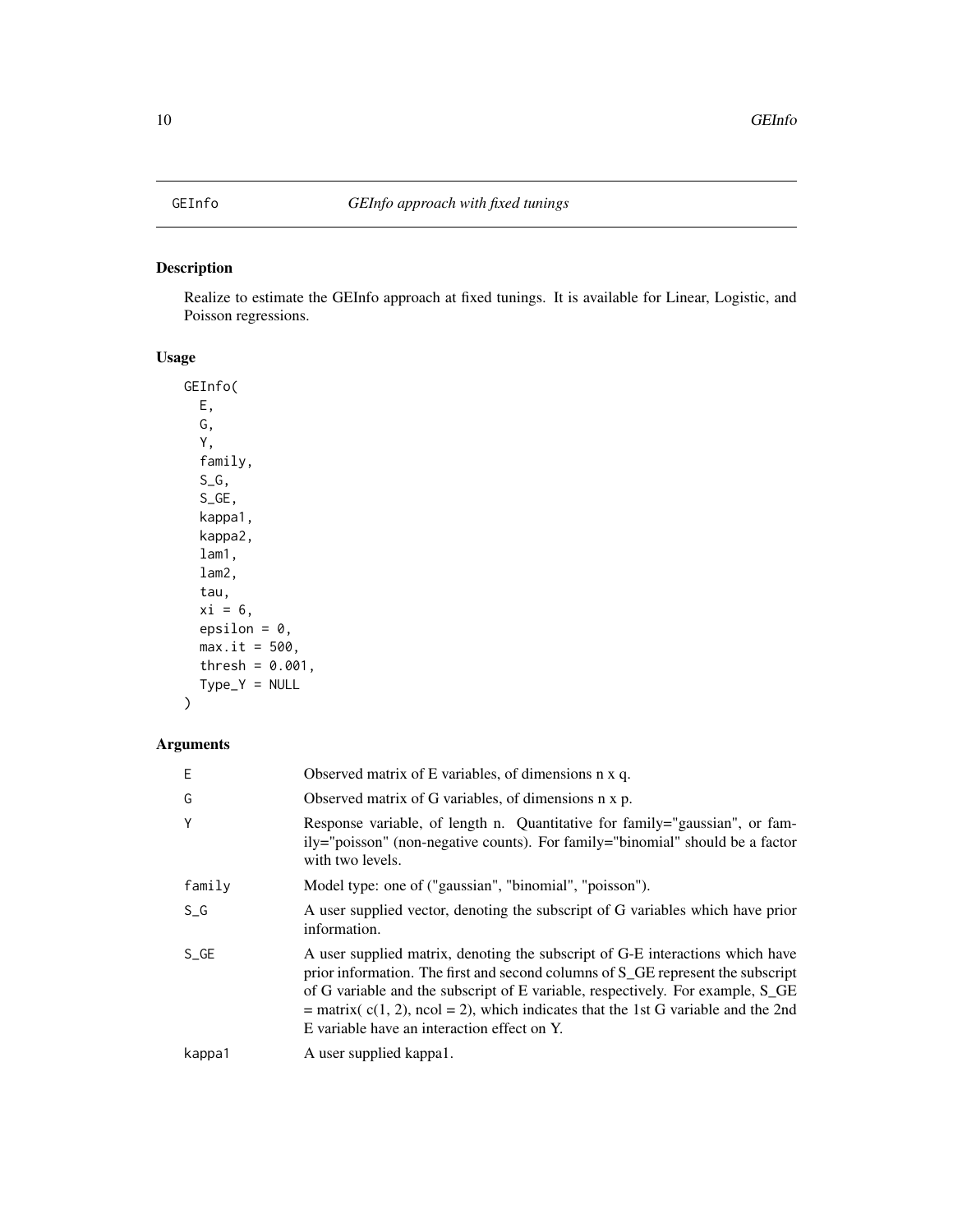# GEInfo

*GEInfo approach with fixed tunings*

## Description

Realize to estimate the GEInfo approach at fixed tunings. It is available for Linear, Logistic, and Poisson regressions.

## Usage

```
GEInfo(
  E,
  G,
  Y,
  family,
  S_G,
  S_GE,
  kappa1,
  kappa2,
  lam1,
  lam2,
  tau,
  xi = 6,
  epsilon = 0,
  max.it = 500,
  thresh = 0.001,
  Type_Y = NULL
)
```

## Arguments

| | |
|---|---|
| E | Observed matrix of E variables, of dimensions n x q. |
| G | Observed matrix of G variables, of dimensions n x p. |
| Y | Response variable, of length n. Quantitative for family="gaussian", or family="poisson" (non-negative counts). For family="binomial" should be a factor with two levels. |
| family | Model type: one of ("gaussian", "binomial", "poisson"). |
| S_G | A user supplied vector, denoting the subscript of G variables which have prior information. |
| S_GE | A user supplied matrix, denoting the subscript of G-E interactions which have prior information. The first and second columns of S_GE represent the subscript of G variable and the subscript of E variable, respectively. For example, S_GE = matrix( c(1, 2), ncol = 2), which indicates that the 1st G variable and the 2nd E variable have an interaction effect on Y. |
| kappa1 | A user supplied kappa1. |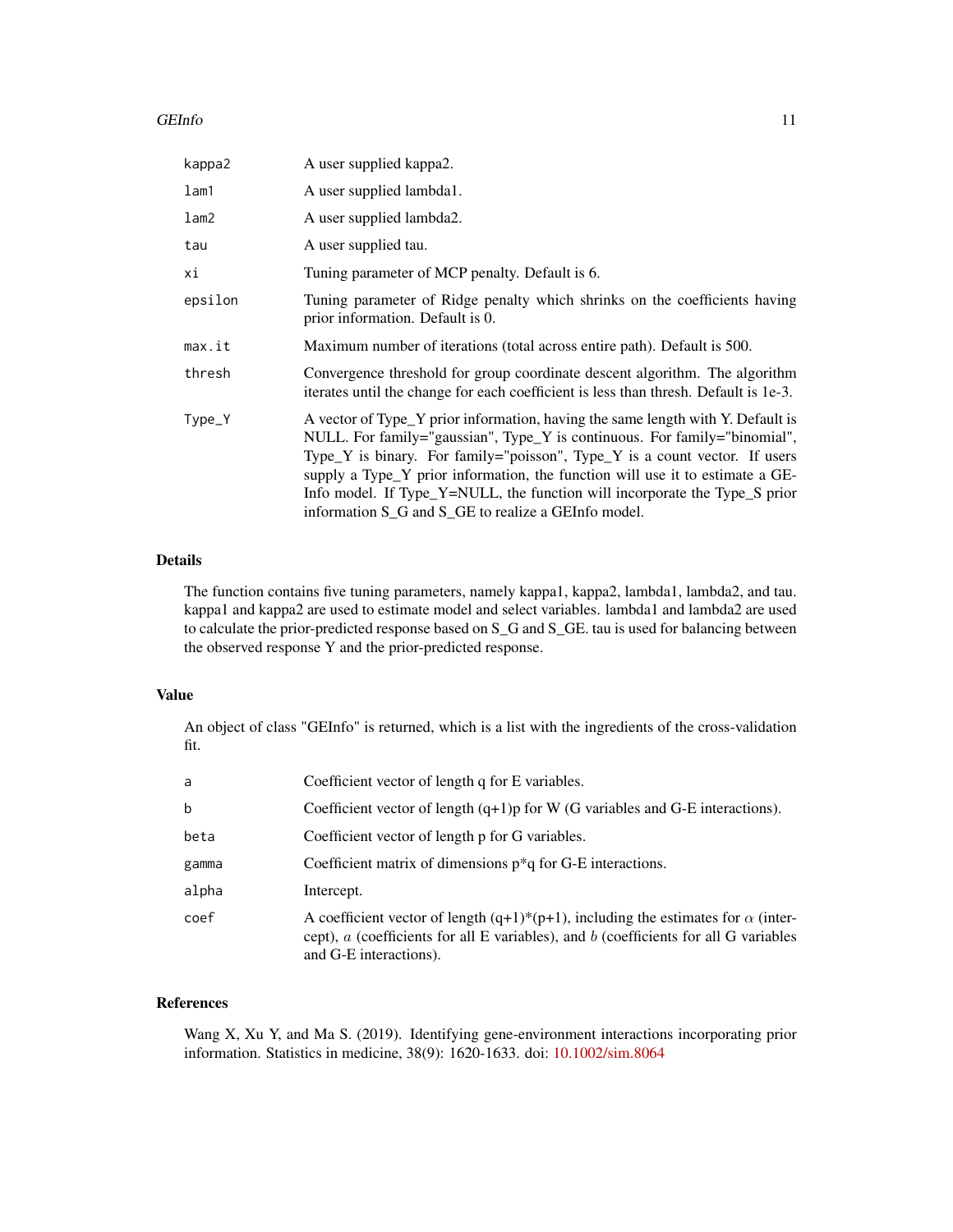| | |
|---|---|
| kappa2 | A user supplied kappa2. |
| lam1 | A user supplied lambda1. |
| lam2 | A user supplied lambda2. |
| tau | A user supplied tau. |
| xi | Tuning parameter of MCP penalty. Default is 6. |
| epsilon | Tuning parameter of Ridge penalty which shrinks on the coefficients having prior information. Default is 0. |
| max.it | Maximum number of iterations (total across entire path). Default is 500. |
| thresh | Convergence threshold for group coordinate descent algorithm. The algorithm iterates until the change for each coefficient is less than thresh. Default is 1e-3. |
| Type_Y | A vector of Type_Y prior information, having the same length with Y. Default is NULL. For family="gaussian", Type_Y is continuous. For family="binomial", Type_Y is binary. For family="poisson", Type_Y is a count vector. If users supply a Type_Y prior information, the function will use it to estimate a GEInfo model. If Type_Y=NULL, the function will incorporate the Type_S prior information S_G and S_GE to realize a GEInfo model. |

## Details

The function contains five tuning parameters, namely kappa1, kappa2, lambda1, lambda2, and tau. kappa1 and kappa2 are used to estimate model and select variables. lambda1 and lambda2 are used to calculate the prior-predicted response based on S_G and S_GE. tau is used for balancing between the observed response Y and the prior-predicted response.

## Value

An object of class "GEInfo" is returned, which is a list with the ingredients of the cross-validation fit.

| | |
|---|---|
| a | Coefficient vector of length q for E variables. |
| b | Coefficient vector of length (q+1)p for W (G variables and G-E interactions). |
| beta | Coefficient vector of length p for G variables. |
| gamma | Coefficient matrix of dimensions p*q for G-E interactions. |
| alpha | Intercept. |
| coef | A coefficient vector of length (q+1)*(p+1), including the estimates for $\alpha$ (intercept), $a$ (coefficients for all E variables), and $b$ (coefficients for all G variables and G-E interactions). |

## References

Wang X, Xu Y, and Ma S. (2019). Identifying gene-environment interactions incorporating prior information. Statistics in medicine, 38(9): 1620-1633. doi: 10.1002/sim.8064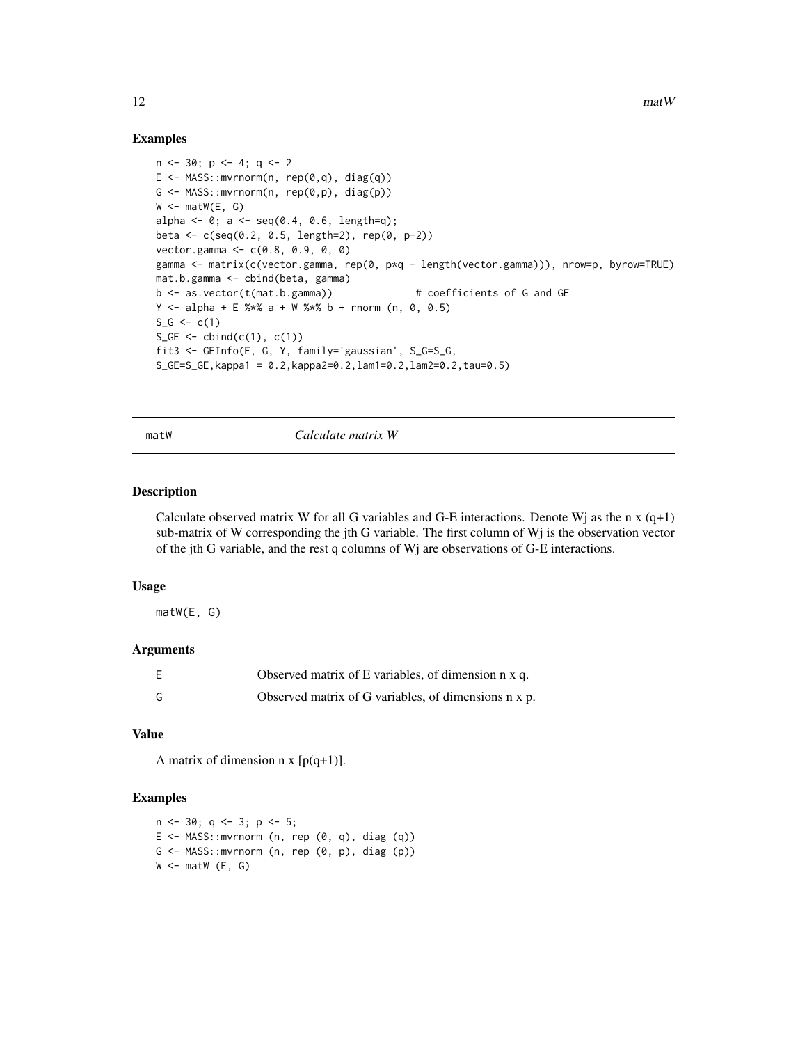## Examples

```
n <- 30; p <- 4; q <- 2
E <- MASS::mvrnorm(n, rep(0,q), diag(q))
G <- MASS::mvrnorm(n, rep(0,p), diag(p))
W <- matW(E, G)
alpha <- 0; a <- seq(0.4, 0.6, length=q);
beta <- c(seq(0.2, 0.5, length=2), rep(0, p-2))
vector.gamma <- c(0.8, 0.9, 0, 0)
gamma <- matrix(c(vector.gamma, rep(0, p*q - length(vector.gamma))), nrow=p, byrow=TRUE)
mat.b.gamma <- cbind(beta, gamma)
b <- as.vector(t(mat.b.gamma))              # coefficients of G and GE
Y <- alpha + E %*% a + W %*% b + rnorm (n, 0, 0.5)
S_G <- c(1)
S_GE <- cbind(c(1), c(1))
fit3 <- GEInfo(E, G, Y, family='gaussian', S_G=S_G,
S_GE=S_GE,kappa1 = 0.2,kappa2=0.2,lam1=0.2,lam2=0.2,tau=0.5)
```

# matW — *Calculate matrix W*

## Description

Calculate observed matrix W for all G variables and G-E interactions. Denote Wj as the n x (q+1) sub-matrix of W corresponding the jth G variable. The first column of Wj is the observation vector of the jth G variable, and the rest q columns of Wj are observations of G-E interactions.

## Usage

```
matW(E, G)
```

## Arguments

| | |
|---|---|
| E | Observed matrix of E variables, of dimension n x q. |
| G | Observed matrix of G variables, of dimensions n x p. |

## Value

A matrix of dimension n x [p(q+1)].

## Examples

```
n <- 30; q <- 3; p <- 5;
E <- MASS::mvrnorm (n, rep (0, q), diag (q))
G <- MASS::mvrnorm (n, rep (0, p), diag (p))
W <- matW (E, G)
```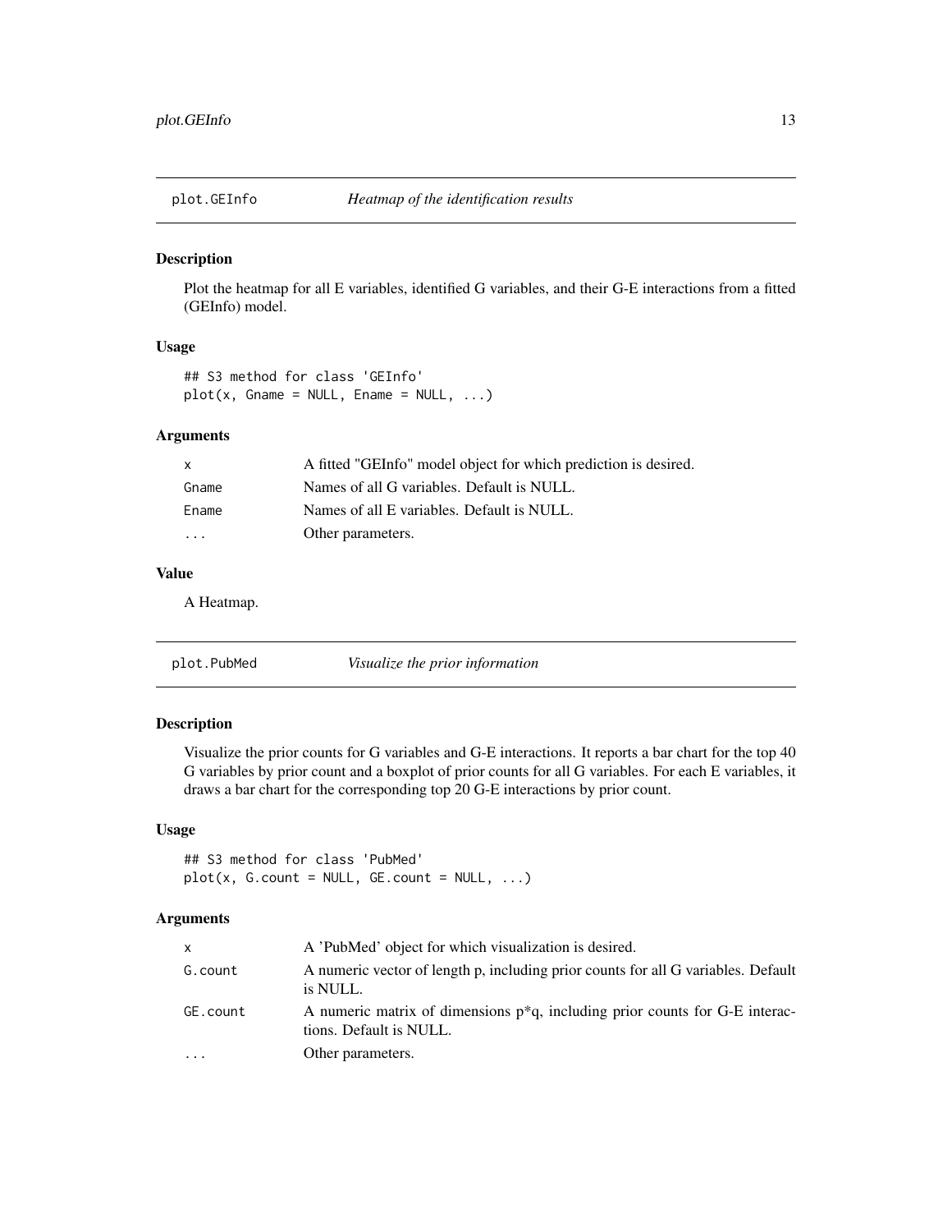## plot.GEInfo *Heatmap of the identification results*

### Description

Plot the heatmap for all E variables, identified G variables, and their G-E interactions from a fitted (GEInfo) model.

### Usage

```
## S3 method for class 'GEInfo'
plot(x, Gname = NULL, Ename = NULL, ...)
```

### Arguments

| | |
|---|---|
| x | A fitted "GEInfo" model object for which prediction is desired. |
| Gname | Names of all G variables. Default is NULL. |
| Ename | Names of all E variables. Default is NULL. |
| ... | Other parameters. |

### Value

A Heatmap.

## plot.PubMed *Visualize the prior information*

### Description

Visualize the prior counts for G variables and G-E interactions. It reports a bar chart for the top 40 G variables by prior count and a boxplot of prior counts for all G variables. For each E variables, it draws a bar chart for the corresponding top 20 G-E interactions by prior count.

### Usage

```
## S3 method for class 'PubMed'
plot(x, G.count = NULL, GE.count = NULL, ...)
```

### Arguments

| | |
|---|---|
| x | A 'PubMed' object for which visualization is desired. |
| G.count | A numeric vector of length p, including prior counts for all G variables. Default is NULL. |
| GE.count | A numeric matrix of dimensions p*q, including prior counts for G-E interactions. Default is NULL. |
| ... | Other parameters. |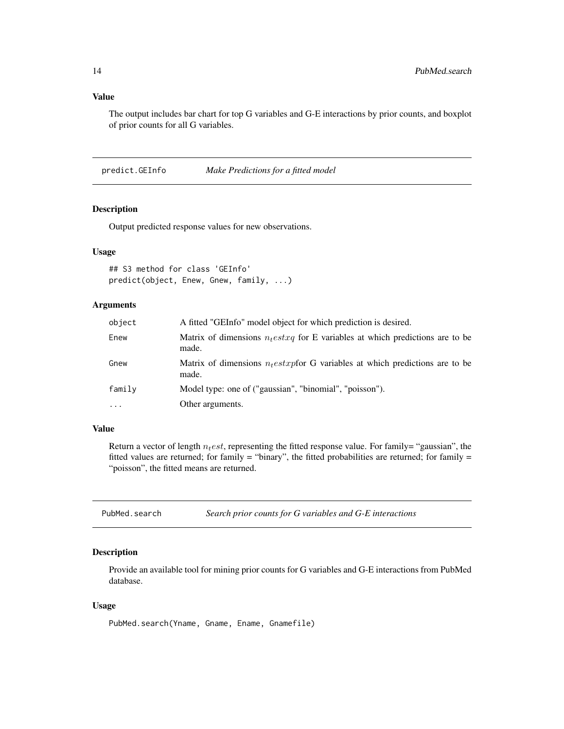### Value

The output includes bar chart for top G variables and G-E interactions by prior counts, and boxplot of prior counts for all G variables.

## predict.GEInfo — *Make Predictions for a fitted model*

### Description

Output predicted response values for new observations.

### Usage

```
## S3 method for class 'GEInfo'
predict(object, Enew, Gnew, family, ...)
```

### Arguments

| | |
|---|---|
| `object` | A fitted "GEInfo" model object for which prediction is desired. |
| `Enew` | Matrix of dimensions $n_test x q$ for E variables at which predictions are to be made. |
| `Gnew` | Matrix of dimensions $n_test x p$for G variables at which predictions are to be made. |
| `family` | Model type: one of ("gaussian", "binomial", "poisson"). |
| `...` | Other arguments. |

### Value

Return a vector of length $n_test$, representing the fitted response value. For family= "gaussian", the fitted values are returned; for family = "binary", the fitted probabilities are returned; for family = "poisson", the fitted means are returned.

## PubMed.search — *Search prior counts for G variables and G-E interactions*

### Description

Provide an available tool for mining prior counts for G variables and G-E interactions from PubMed database.

### Usage

```
PubMed.search(Yname, Gname, Ename, Gnamefile)
```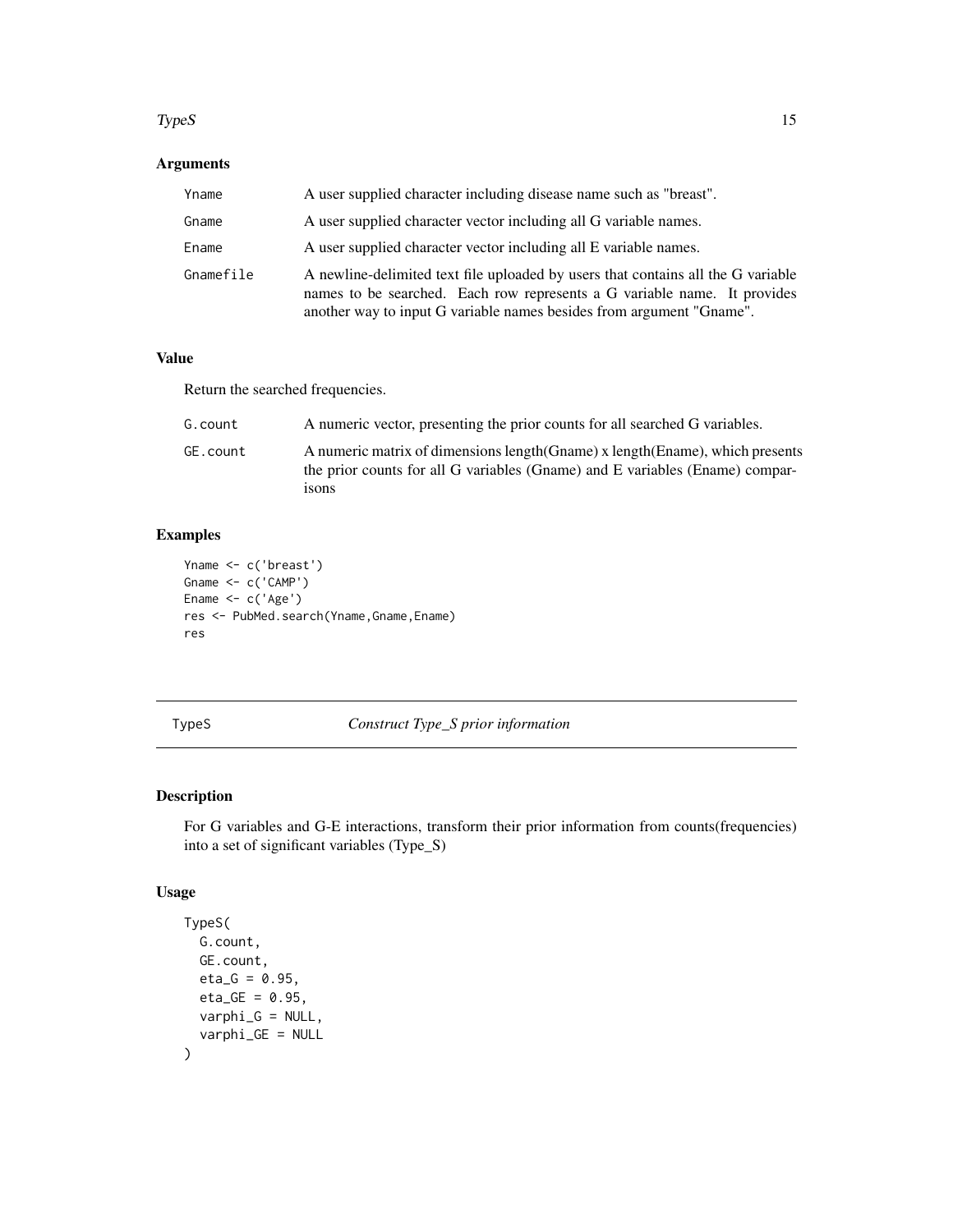### Arguments

| | |
|---|---|
| Yname | A user supplied character including disease name such as "breast". |
| Gname | A user supplied character vector including all G variable names. |
| Ename | A user supplied character vector including all E variable names. |
| Gnamefile | A newline-delimited text file uploaded by users that contains all the G variable names to be searched. Each row represents a G variable name. It provides another way to input G variable names besides from argument "Gname". |

### Value

Return the searched frequencies.

| | |
|---|---|
| G.count | A numeric vector, presenting the prior counts for all searched G variables. |
| GE.count | A numeric matrix of dimensions length(Gname) x length(Ename), which presents the prior counts for all G variables (Gname) and E variables (Ename) comparisons |

### Examples

```
Yname <- c('breast')
Gname <- c('CAMP')
Ename <- c('Age')
res <- PubMed.search(Yname,Gname,Ename)
res
```

---

## TypeS — *Construct Type_S prior information*

---

### Description

For G variables and G-E interactions, transform their prior information from counts(frequencies) into a set of significant variables (Type_S)

### Usage

```
TypeS(
  G.count,
  GE.count,
  eta_G = 0.95,
  eta_GE = 0.95,
  varphi_G = NULL,
  varphi_GE = NULL
)
```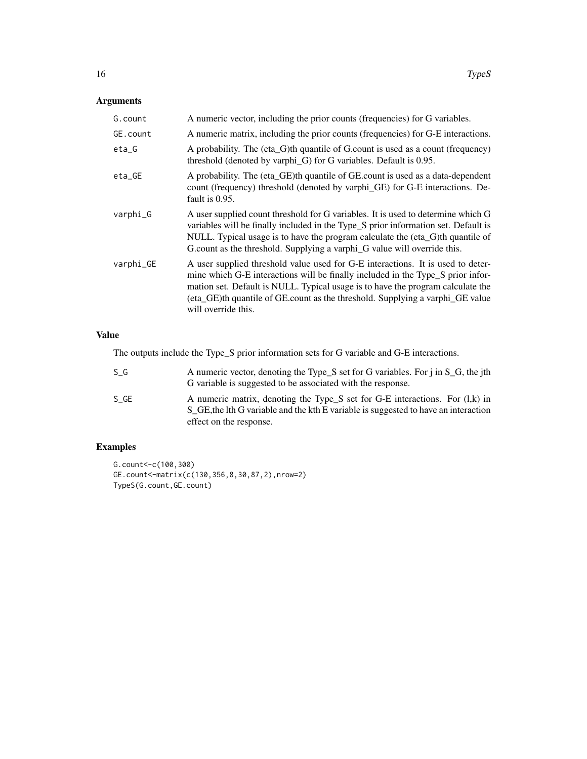## Arguments

| | |
|---|---|
| G.count | A numeric vector, including the prior counts (frequencies) for G variables. |
| GE.count | A numeric matrix, including the prior counts (frequencies) for G-E interactions. |
| eta_G | A probability. The (eta_G)th quantile of G.count is used as a count (frequency) threshold (denoted by varphi_G) for G variables. Default is 0.95. |
| eta_GE | A probability. The (eta_GE)th quantile of GE.count is used as a data-dependent count (frequency) threshold (denoted by varphi_GE) for G-E interactions. Default is 0.95. |
| varphi_G | A user supplied count threshold for G variables. It is used to determine which G variables will be finally included in the Type_S prior information set. Default is NULL. Typical usage is to have the program calculate the (eta_G)th quantile of G.count as the threshold. Supplying a varphi_G value will override this. |
| varphi_GE | A user supplied threshold value used for G-E interactions. It is used to determine which G-E interactions will be finally included in the Type_S prior information set. Default is NULL. Typical usage is to have the program calculate the (eta_GE)th quantile of GE.count as the threshold. Supplying a varphi_GE value will override this. |

## Value

The outputs include the Type_S prior information sets for G variable and G-E interactions.

| | |
|---|---|
| S_G | A numeric vector, denoting the Type_S set for G variables. For j in S_G, the jth G variable is suggested to be associated with the response. |
| S_GE | A numeric matrix, denoting the Type_S set for G-E interactions. For (l,k) in S_GE,the lth G variable and the kth E variable is suggested to have an interaction effect on the response. |

## Examples

```
G.count<-c(100,300)
GE.count<-matrix(c(130,356,8,30,87,2),nrow=2)
TypeS(G.count,GE.count)
```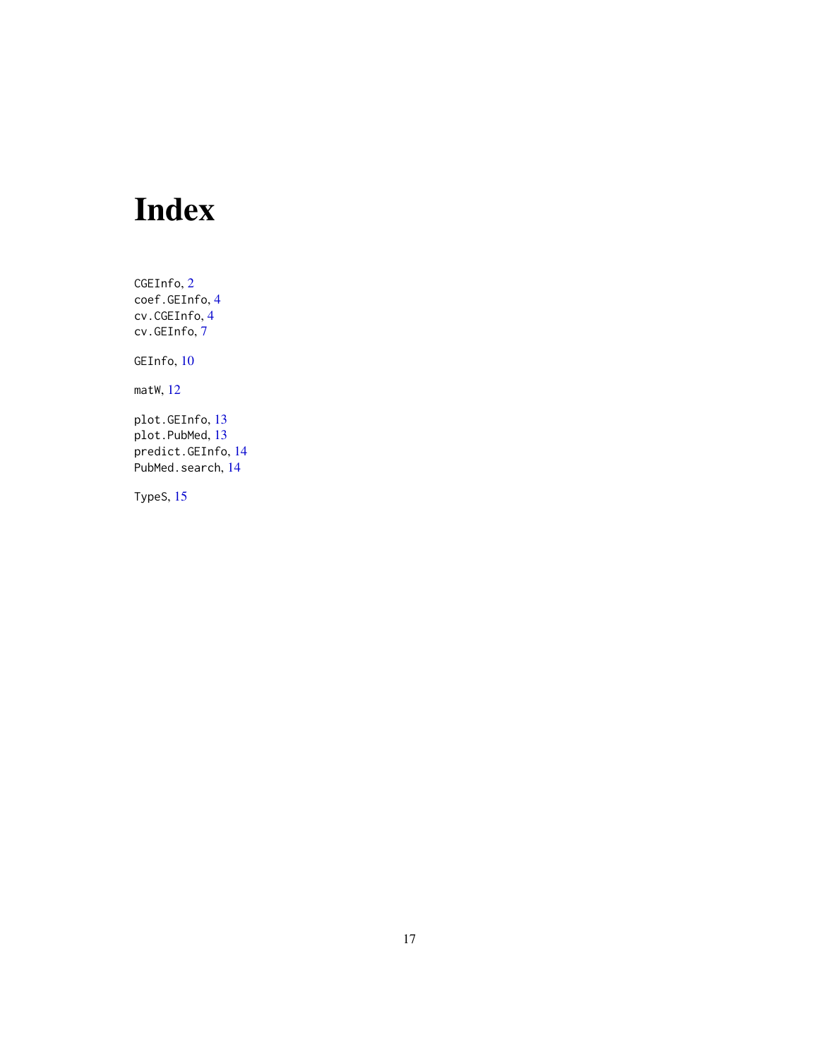# Index

CGEInfo, 2
coef.GEInfo, 4
cv.CGEInfo, 4
cv.GEInfo, 7

GEInfo, 10

matW, 12

plot.GEInfo, 13
plot.PubMed, 13
predict.GEInfo, 14
PubMed.search, 14

TypeS, 15